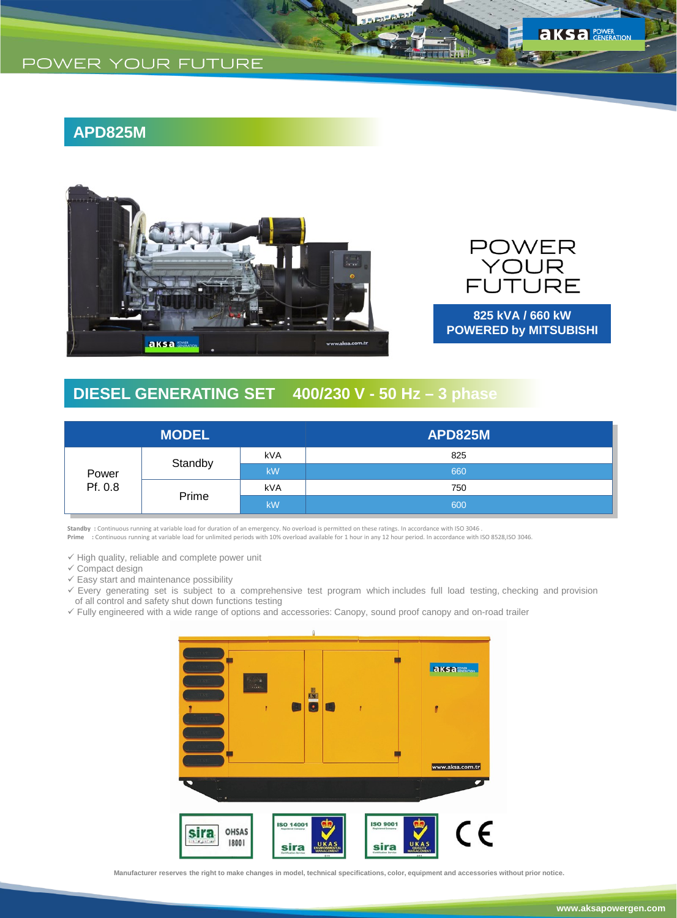# APD825M

POWER YOUR FUTURE

**825 kVA / 660 kW**
**POWERED by MITSUBISHI**

## DIESEL GENERATING SET 400/230 V - 50 Hz – 3 phase

| MODEL | | | APD825M |
|---|---|---|---|
| Power Pf. 0.8 | Standby | kVA | 825 |
| | | kW | 660 |
| | Prime | kVA | 750 |
| | | kW | 600 |

**Standby** : Continuous running at variable load for duration of an emergency. No overload is permitted on these ratings. In accordance with ISO 3046 .
**Prime** : Continuous running at variable load for unlimited periods with 10% overload available for 1 hour in any 12 hour period. In accordance with ISO 8528,ISO 3046.

- ✓ High quality, reliable and complete power unit
- ✓ Compact design
- ✓ Easy start and maintenance possibility
- ✓ Every generating set is subject to a comprehensive test program which includes full load testing, checking and provision of all control and safety shut down functions testing
- ✓ Fully engineered with a wide range of options and accessories: Canopy, sound proof canopy and on-road trailer

Manufacturer reserves the right to make changes in model, technical specifications, color, equipment and accessories without prior notice.

www.aksapowergen.com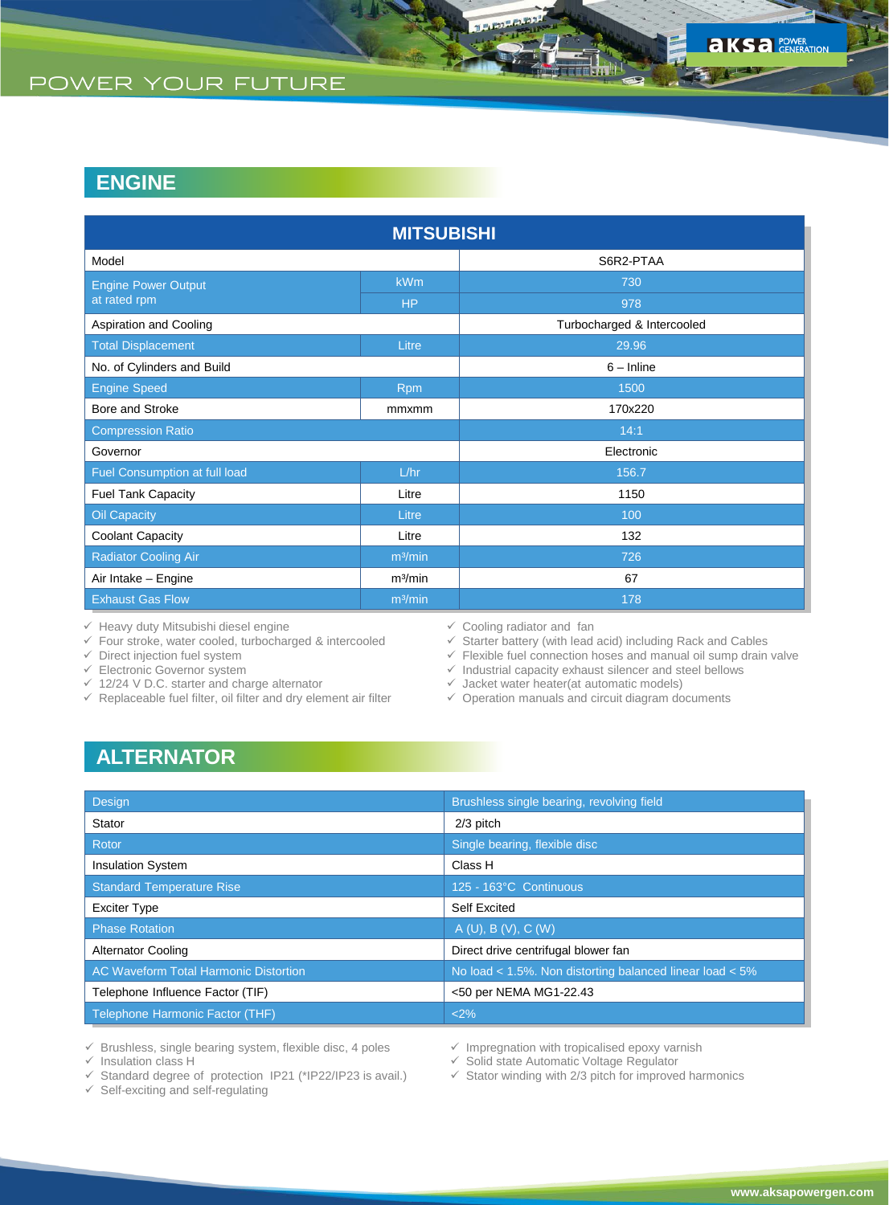## ENGINE

| MITSUBISHI | | |
|---|---|---|
| Model | | S6R2-PTAA |
| Engine Power Output at rated rpm | kWm | 730 |
| | HP | 978 |
| Aspiration and Cooling | | Turbocharged & Intercooled |
| Total Displacement | Litre | 29.96 |
| No. of Cylinders and Build | | 6 – Inline |
| Engine Speed | Rpm | 1500 |
| Bore and Stroke | mmxmm | 170x220 |
| Compression Ratio | | 14:1 |
| Governor | | Electronic |
| Fuel Consumption at full load | L/hr | 156.7 |
| Fuel Tank Capacity | Litre | 1150 |
| Oil Capacity | Litre | 100 |
| Coolant Capacity | Litre | 132 |
| Radiator Cooling Air | $m^3$/min | 726 |
| Air Intake – Engine | $m^3$/min | 67 |
| Exhaust Gas Flow | $m^3$/min | 178 |

- ✓ Heavy duty Mitsubishi diesel engine
- ✓ Four stroke, water cooled, turbocharged & intercooled
- ✓ Direct injection fuel system
- ✓ Electronic Governor system
- ✓ 12/24 V D.C. starter and charge alternator
- ✓ Replaceable fuel filter, oil filter and dry element air filter
- ✓ Cooling radiator and fan
- ✓ Starter battery (with lead acid) including Rack and Cables
- ✓ Flexible fuel connection hoses and manual oil sump drain valve
- ✓ Industrial capacity exhaust silencer and steel bellows
- ✓ Jacket water heater(at automatic models)
- ✓ Operation manuals and circuit diagram documents

## ALTERNATOR

| Design | Brushless single bearing, revolving field |
|---|---|
| Stator | 2/3 pitch |
| Rotor | Single bearing, flexible disc |
| Insulation System | Class H |
| Standard Temperature Rise | 125 - 163°C Continuous |
| Exciter Type | Self Excited |
| Phase Rotation | A (U), B (V), C (W) |
| Alternator Cooling | Direct drive centrifugal blower fan |
| AC Waveform Total Harmonic Distortion | No load < 1.5%. Non distorting balanced linear load < 5% |
| Telephone Influence Factor (TIF) | <50 per NEMA MG1-22.43 |
| Telephone Harmonic Factor (THF) | <2% |

- ✓ Brushless, single bearing system, flexible disc, 4 poles
- ✓ Insulation class H
- ✓ Standard degree of protection IP21 (*IP22/IP23 is avail.)
- ✓ Self-exciting and self-regulating
- ✓ Impregnation with tropicalised epoxy varnish
- ✓ Solid state Automatic Voltage Regulator
- ✓ Stator winding with 2/3 pitch for improved harmonics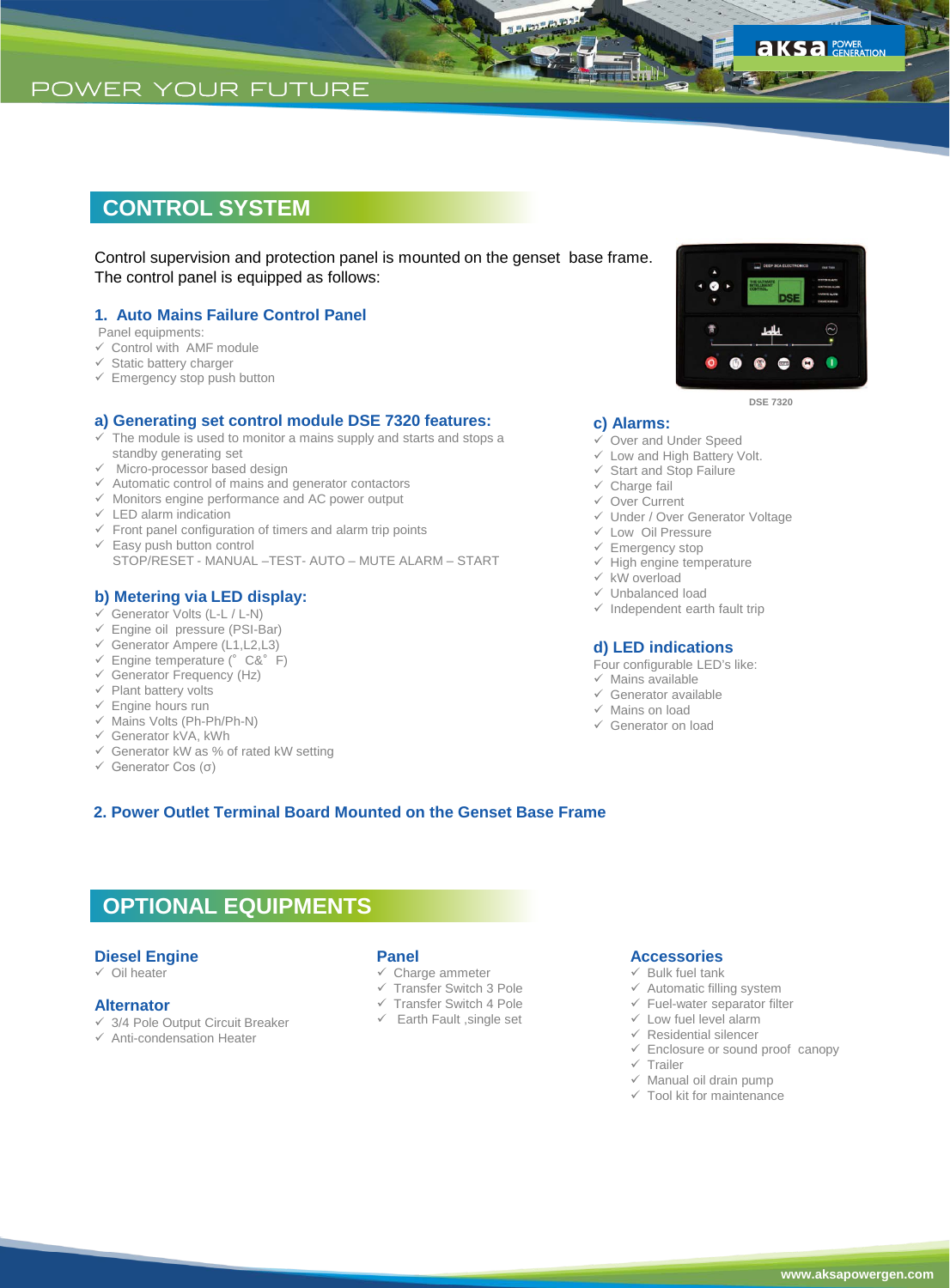## CONTROL SYSTEM

Control supervision and protection panel is mounted on the genset base frame.
The control panel is equipped as follows:

### 1. Auto Mains Failure Control Panel

Panel equipments:

- ✓ Control with AMF module
- ✓ Static battery charger
- ✓ Emergency stop push button

DSE 7320

### a) Generating set control module DSE 7320 features:

- ✓ The module is used to monitor a mains supply and starts and stops a standby generating set
- ✓ Micro-processor based design
- ✓ Automatic control of mains and generator contactors
- ✓ Monitors engine performance and AC power output
- ✓ LED alarm indication
- ✓ Front panel configuration of timers and alarm trip points
- ✓ Easy push button control
  STOP/RESET - MANUAL –TEST- AUTO – MUTE ALARM – START

### b) Metering via LED display:

- ✓ Generator Volts (L-L / L-N)
- ✓ Engine oil pressure (PSI-Bar)
- ✓ Generator Ampere (L1,L2,L3)
- ✓ Engine temperature (° C&° F)
- ✓ Generator Frequency (Hz)
- ✓ Plant battery volts
- ✓ Engine hours run
- ✓ Mains Volts (Ph-Ph/Ph-N)
- ✓ Generator kVA, kWh
- ✓ Generator kW as % of rated kW setting
- ✓ Generator Cos (σ)

### c) Alarms:

- ✓ Over and Under Speed
- ✓ Low and High Battery Volt.
- ✓ Start and Stop Failure
- ✓ Charge fail
- ✓ Over Current
- ✓ Under / Over Generator Voltage
- ✓ Low Oil Pressure
- ✓ Emergency stop
- ✓ High engine temperature
- ✓ kW overload
- ✓ Unbalanced load
- ✓ Independent earth fault trip

### d) LED indications

Four configurable LED's like:

- ✓ Mains available
- ✓ Generator available
- ✓ Mains on load
- ✓ Generator on load

### 2. Power Outlet Terminal Board Mounted on the Genset Base Frame

## OPTIONAL EQUIPMENTS

### Diesel Engine

- ✓ Oil heater

### Alternator

- ✓ 3/4 Pole Output Circuit Breaker
- ✓ Anti-condensation Heater

### Panel

- ✓ Charge ammeter
- ✓ Transfer Switch 3 Pole
- ✓ Transfer Switch 4 Pole
- ✓ Earth Fault ,single set

### Accessories

- ✓ Bulk fuel tank
- ✓ Automatic filling system
- ✓ Fuel-water separator filter
- ✓ Low fuel level alarm
- ✓ Residential silencer
- ✓ Enclosure or sound proof canopy
- ✓ Trailer
- ✓ Manual oil drain pump
- ✓ Tool kit for maintenance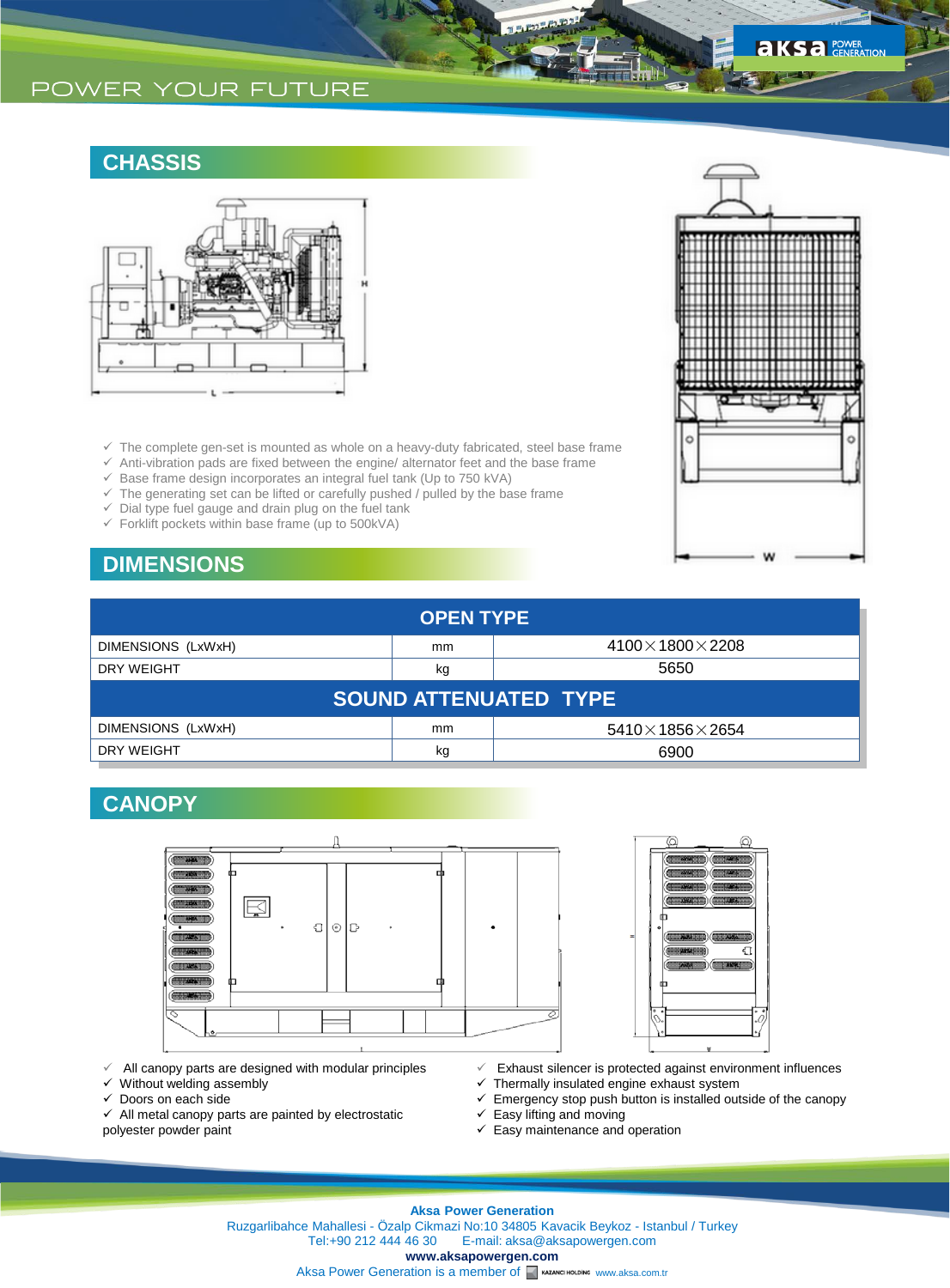## CHASSIS

- ✓ The complete gen-set is mounted as whole on a heavy-duty fabricated, steel base frame
- ✓ Anti-vibration pads are fixed between the engine/ alternator feet and the base frame
- ✓ Base frame design incorporates an integral fuel tank (Up to 750 kVA)
- ✓ The generating set can be lifted or carefully pushed / pulled by the base frame
- ✓ Dial type fuel gauge and drain plug on the fuel tank
- ✓ Forklift pockets within base frame (up to 500kVA)

## DIMENSIONS

| OPEN TYPE | | |
|---|---|---|
| DIMENSIONS (LxWxH) | mm | 4100×1800×2208 |
| DRY WEIGHT | kg | 5650 |
| **SOUND ATTENUATED TYPE** | | |
| DIMENSIONS (LxWxH) | mm | 5410×1856×2654 |
| DRY WEIGHT | kg | 6900 |

## CANOPY

- ✓ All canopy parts are designed with modular principles
- ✓ Without welding assembly
- ✓ Doors on each side
- ✓ All metal canopy parts are painted by electrostatic polyester powder paint
- ✓ Exhaust silencer is protected against environment influences
- ✓ Thermally insulated engine exhaust system
- ✓ Emergency stop push button is installed outside of the canopy
- ✓ Easy lifting and moving
- ✓ Easy maintenance and operation

**Aksa Power Generation**
Ruzgarlibahce Mahallesi - Özalp Cikmazi No:10 34805 Kavacik Beykoz - Istanbul / Turkey
Tel:+90 212 444 46 30 E-mail: aksa@aksapowergen.com
**www.aksapowergen.com**
Aksa Power Generation is a member of KAZANCI HOLDING www.aksa.com.tr